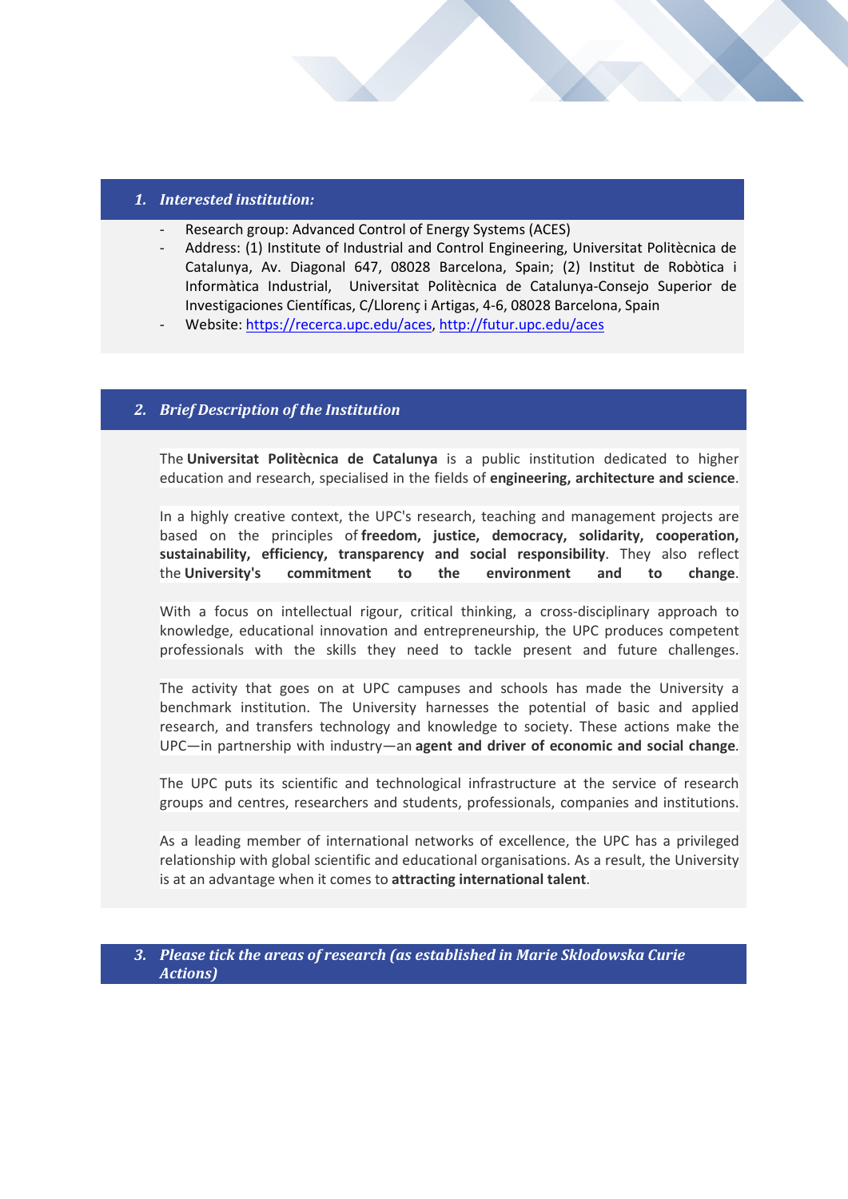## 1. *Interested institution:*

- Research group: Advanced Control of Energy Systems (ACES)
- Address: (1) Institute of Industrial and Control Engineering, Universitat Politècnica de Catalunya, Av. Diagonal 647, 08028 Barcelona, Spain; (2) Institut de Robòtica i Informàtica Industrial, Universitat Politècnica de Catalunya-Consejo Superior de Investigaciones Científicas, C/Llorenç i Artigas, 4-6, 08028 Barcelona, Spain
- Website: https://recerca.upc.edu/aces, http://futur.upc.edu/aces

## 2. *Brief Description of the Institution*

The **Universitat Politècnica de Catalunya** is a public institution dedicated to higher education and research, specialised in the fields of **engineering, architecture and science**.

In a highly creative context, the UPC's research, teaching and management projects are based on the principles of **freedom, justice, democracy, solidarity, cooperation, sustainability, efficiency, transparency and social responsibility**. They also reflect the **University's commitment to the environment and to change**.

With a focus on intellectual rigour, critical thinking, a cross-disciplinary approach to knowledge, educational innovation and entrepreneurship, the UPC produces competent professionals with the skills they need to tackle present and future challenges.

The activity that goes on at UPC campuses and schools has made the University a benchmark institution. The University harnesses the potential of basic and applied research, and transfers technology and knowledge to society. These actions make the UPC—in partnership with industry—an **agent and driver of economic and social change**.

The UPC puts its scientific and technological infrastructure at the service of research groups and centres, researchers and students, professionals, companies and institutions.

As a leading member of international networks of excellence, the UPC has a privileged relationship with global scientific and educational organisations. As a result, the University is at an advantage when it comes to **attracting international talent**.

## 3. *Please tick the areas of research (as established in Marie Sklodowska Curie Actions)*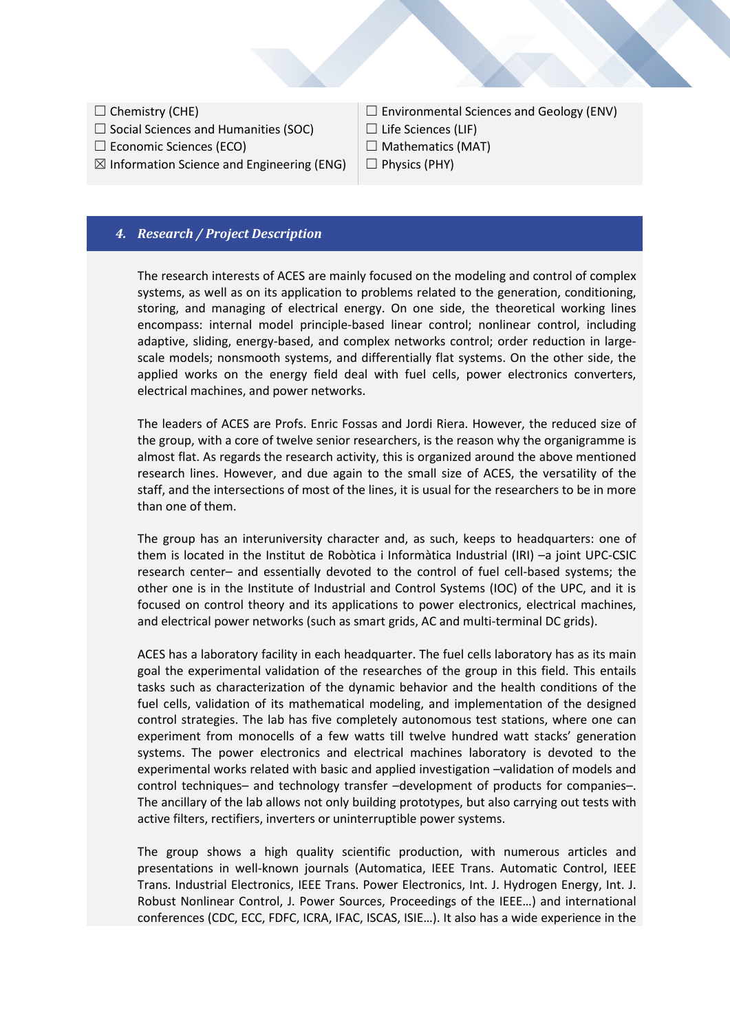☐ Chemistry (CHE)
☐ Social Sciences and Humanities (SOC)
☐ Economic Sciences (ECO)
☒ Information Science and Engineering (ENG)
☐ Environmental Sciences and Geology (ENV)
☐ Life Sciences (LIF)
☐ Mathematics (MAT)
☐ Physics (PHY)

## *4. Research / Project Description*

The research interests of ACES are mainly focused on the modeling and control of complex systems, as well as on its application to problems related to the generation, conditioning, storing, and managing of electrical energy. On one side, the theoretical working lines encompass: internal model principle-based linear control; nonlinear control, including adaptive, sliding, energy-based, and complex networks control; order reduction in large-scale models; nonsmooth systems, and differentially flat systems. On the other side, the applied works on the energy field deal with fuel cells, power electronics converters, electrical machines, and power networks.

The leaders of ACES are Profs. Enric Fossas and Jordi Riera. However, the reduced size of the group, with a core of twelve senior researchers, is the reason why the organigramme is almost flat. As regards the research activity, this is organized around the above mentioned research lines. However, and due again to the small size of ACES, the versatility of the staff, and the intersections of most of the lines, it is usual for the researchers to be in more than one of them.

The group has an interuniversity character and, as such, keeps to headquarters: one of them is located in the Institut de Robòtica i Informàtica Industrial (IRI) –a joint UPC-CSIC research center– and essentially devoted to the control of fuel cell-based systems; the other one is in the Institute of Industrial and Control Systems (IOC) of the UPC, and it is focused on control theory and its applications to power electronics, electrical machines, and electrical power networks (such as smart grids, AC and multi-terminal DC grids).

ACES has a laboratory facility in each headquarter. The fuel cells laboratory has as its main goal the experimental validation of the researches of the group in this field. This entails tasks such as characterization of the dynamic behavior and the health conditions of the fuel cells, validation of its mathematical modeling, and implementation of the designed control strategies. The lab has five completely autonomous test stations, where one can experiment from monocells of a few watts till twelve hundred watt stacks' generation systems. The power electronics and electrical machines laboratory is devoted to the experimental works related with basic and applied investigation –validation of models and control techniques– and technology transfer –development of products for companies–. The ancillary of the lab allows not only building prototypes, but also carrying out tests with active filters, rectifiers, inverters or uninterruptible power systems.

The group shows a high quality scientific production, with numerous articles and presentations in well-known journals (Automatica, IEEE Trans. Automatic Control, IEEE Trans. Industrial Electronics, IEEE Trans. Power Electronics, Int. J. Hydrogen Energy, Int. J. Robust Nonlinear Control, J. Power Sources, Proceedings of the IEEE…) and international conferences (CDC, ECC, FDFC, ICRA, IFAC, ISCAS, ISIE…). It also has a wide experience in the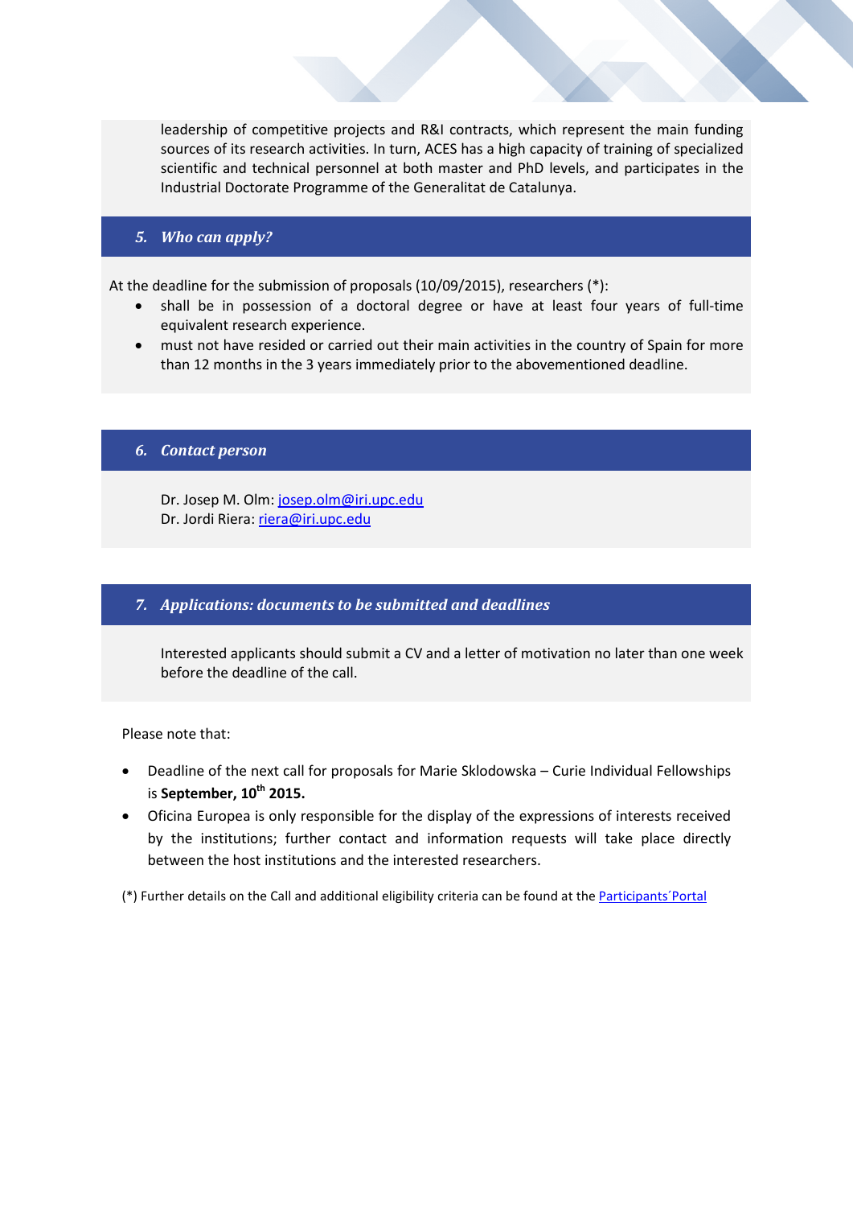leadership of competitive projects and R&I contracts, which represent the main funding sources of its research activities. In turn, ACES has a high capacity of training of specialized scientific and technical personnel at both master and PhD levels, and participates in the Industrial Doctorate Programme of the Generalitat de Catalunya.

## 5. *Who can apply?*

At the deadline for the submission of proposals (10/09/2015), researchers (*):

- shall be in possession of a doctoral degree or have at least four years of full-time equivalent research experience.
- must not have resided or carried out their main activities in the country of Spain for more than 12 months in the 3 years immediately prior to the abovementioned deadline.

## 6. *Contact person*

Dr. Josep M. Olm: josep.olm@iri.upc.edu
Dr. Jordi Riera: riera@iri.upc.edu

## 7. *Applications: documents to be submitted and deadlines*

Interested applicants should submit a CV and a letter of motivation no later than one week before the deadline of the call.

Please note that:

- Deadline of the next call for proposals for Marie Sklodowska – Curie Individual Fellowships is **September, 10th 2015.**
- Oficina Europea is only responsible for the display of the expressions of interests received by the institutions; further contact and information requests will take place directly between the host institutions and the interested researchers.

(*) Further details on the Call and additional eligibility criteria can be found at the Participants´Portal